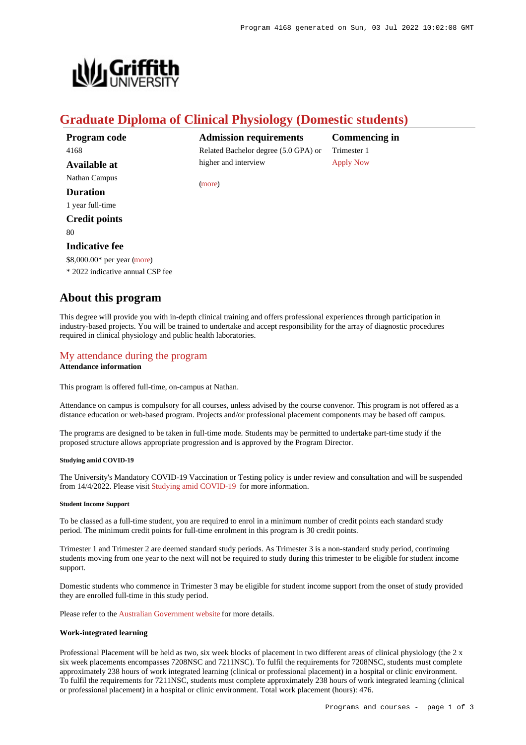# Graduate Diploma of Clinical Physiology (Domestic students)

**Program code**
4168

**Available at**
Nathan Campus

**Duration**
1 year full-time

**Credit points**
80

**Indicative fee**
$8,000.00* per year (more)
* 2022 indicative annual CSP fee

**Admission requirements**
Related Bachelor degree (5.0 GPA) or higher and interview

(more)

**Commencing in**
Trimester 1
Apply Now

## About this program

This degree will provide you with in-depth clinical training and offers professional experiences through participation in industry-based projects. You will be trained to undertake and accept responsibility for the array of diagnostic procedures required in clinical physiology and public health laboratories.

### My attendance during the program

**Attendance information**

This program is offered full-time, on-campus at Nathan.

Attendance on campus is compulsory for all courses, unless advised by the course convenor. This program is not offered as a distance education or web-based program. Projects and/or professional placement components may be based off campus.

The programs are designed to be taken in full-time mode. Students may be permitted to undertake part-time study if the proposed structure allows appropriate progression and is approved by the Program Director.

##### Studying amid COVID-19

The University's Mandatory COVID-19 Vaccination or Testing policy is under review and consultation and will be suspended from 14/4/2022. Please visit Studying amid COVID-19 for more information.

##### Student Income Support

To be classed as a full-time student, you are required to enrol in a minimum number of credit points each standard study period. The minimum credit points for full-time enrolment in this program is 30 credit points.

Trimester 1 and Trimester 2 are deemed standard study periods. As Trimester 3 is a non-standard study period, continuing students moving from one year to the next will not be required to study during this trimester to be eligible for student income support.

Domestic students who commence in Trimester 3 may be eligible for student income support from the onset of study provided they are enrolled full-time in this study period.

Please refer to the Australian Government website for more details.

**Work-integrated learning**

Professional Placement will be held as two, six week blocks of placement in two different areas of clinical physiology (the 2 x six week placements encompasses 7208NSC and 7211NSC). To fulfil the requirements for 7208NSC, students must complete approximately 238 hours of work integrated learning (clinical or professional placement) in a hospital or clinic environment. To fulfil the requirements for 7211NSC, students must complete approximately 238 hours of work integrated learning (clinical or professional placement) in a hospital or clinic environment. Total work placement (hours): 476.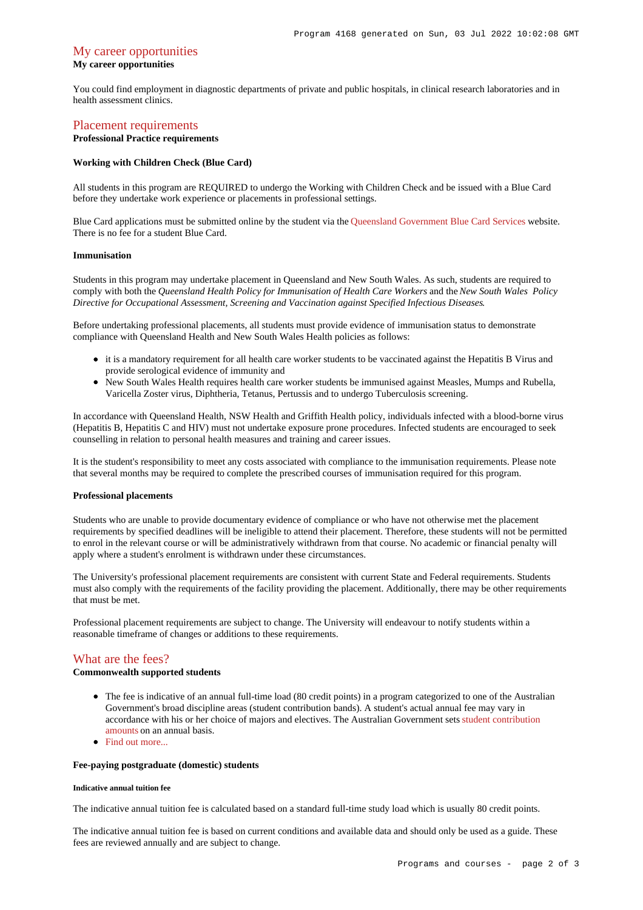## My career opportunities

**My career opportunities**

You could find employment in diagnostic departments of private and public hospitals, in clinical research laboratories and in health assessment clinics.

## Placement requirements

**Professional Practice requirements**

**Working with Children Check (Blue Card)**

All students in this program are REQUIRED to undergo the Working with Children Check and be issued with a Blue Card before they undertake work experience or placements in professional settings.

Blue Card applications must be submitted online by the student via the Queensland Government Blue Card Services website. There is no fee for a student Blue Card.

**Immunisation**

Students in this program may undertake placement in Queensland and New South Wales. As such, students are required to comply with both the *Queensland Health Policy for Immunisation of Health Care Workers* and the *New South Wales Policy Directive for Occupational Assessment, Screening and Vaccination against Specified Infectious Diseases*.

Before undertaking professional placements, all students must provide evidence of immunisation status to demonstrate compliance with Queensland Health and New South Wales Health policies as follows:

- it is a mandatory requirement for all health care worker students to be vaccinated against the Hepatitis B Virus and provide serological evidence of immunity and
- New South Wales Health requires health care worker students be immunised against Measles, Mumps and Rubella, Varicella Zoster virus, Diphtheria, Tetanus, Pertussis and to undergo Tuberculosis screening.

In accordance with Queensland Health, NSW Health and Griffith Health policy, individuals infected with a blood-borne virus (Hepatitis B, Hepatitis C and HIV) must not undertake exposure prone procedures. Infected students are encouraged to seek counselling in relation to personal health measures and training and career issues.

It is the student's responsibility to meet any costs associated with compliance to the immunisation requirements. Please note that several months may be required to complete the prescribed courses of immunisation required for this program.

**Professional placements**

Students who are unable to provide documentary evidence of compliance or who have not otherwise met the placement requirements by specified deadlines will be ineligible to attend their placement. Therefore, these students will not be permitted to enrol in the relevant course or will be administratively withdrawn from that course. No academic or financial penalty will apply where a student's enrolment is withdrawn under these circumstances.

The University's professional placement requirements are consistent with current State and Federal requirements. Students must also comply with the requirements of the facility providing the placement. Additionally, there may be other requirements that must be met.

Professional placement requirements are subject to change. The University will endeavour to notify students within a reasonable timeframe of changes or additions to these requirements.

## What are the fees?

**Commonwealth supported students**

- The fee is indicative of an annual full-time load (80 credit points) in a program categorized to one of the Australian Government's broad discipline areas (student contribution bands). A student's actual annual fee may vary in accordance with his or her choice of majors and electives. The Australian Government sets student contribution amounts on an annual basis.
- Find out more...

**Fee-paying postgraduate (domestic) students**

###### Indicative annual tuition fee

The indicative annual tuition fee is calculated based on a standard full-time study load which is usually 80 credit points.

The indicative annual tuition fee is based on current conditions and available data and should only be used as a guide. These fees are reviewed annually and are subject to change.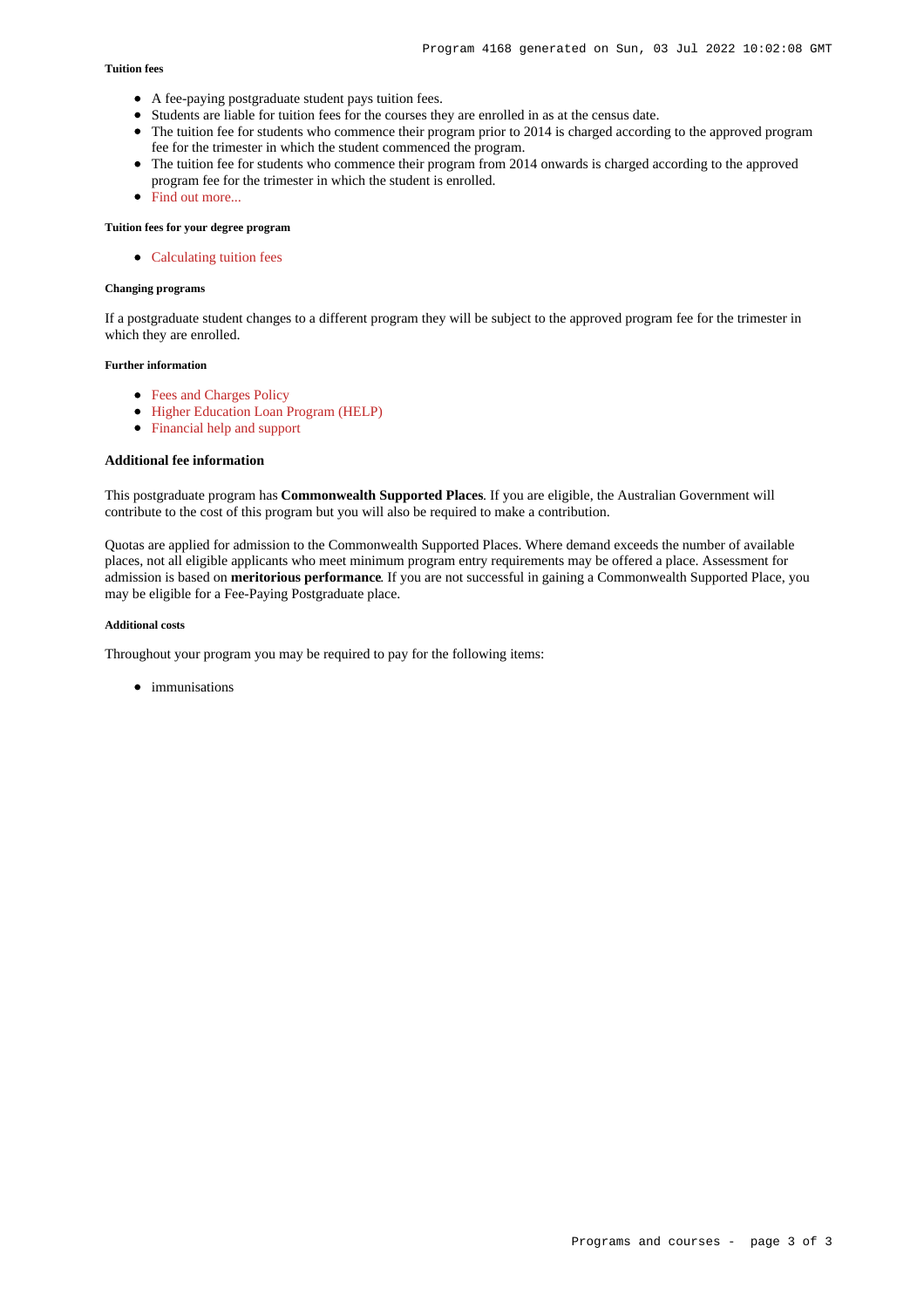#### Tuition fees

- A fee-paying postgraduate student pays tuition fees.
- Students are liable for tuition fees for the courses they are enrolled in as at the census date.
- The tuition fee for students who commence their program prior to 2014 is charged according to the approved program fee for the trimester in which the student commenced the program.
- The tuition fee for students who commence their program from 2014 onwards is charged according to the approved program fee for the trimester in which the student is enrolled.
- Find out more...

#### Tuition fees for your degree program

- Calculating tuition fees

#### Changing programs

If a postgraduate student changes to a different program they will be subject to the approved program fee for the trimester in which they are enrolled.

#### Further information

- Fees and Charges Policy
- Higher Education Loan Program (HELP)
- Financial help and support

### Additional fee information

This postgraduate program has **Commonwealth Supported Places**. If you are eligible, the Australian Government will contribute to the cost of this program but you will also be required to make a contribution.

Quotas are applied for admission to the Commonwealth Supported Places. Where demand exceeds the number of available places, not all eligible applicants who meet minimum program entry requirements may be offered a place. Assessment for admission is based on **meritorious performance**. If you are not successful in gaining a Commonwealth Supported Place, you may be eligible for a Fee-Paying Postgraduate place.

#### Additional costs

Throughout your program you may be required to pay for the following items:

- immunisations